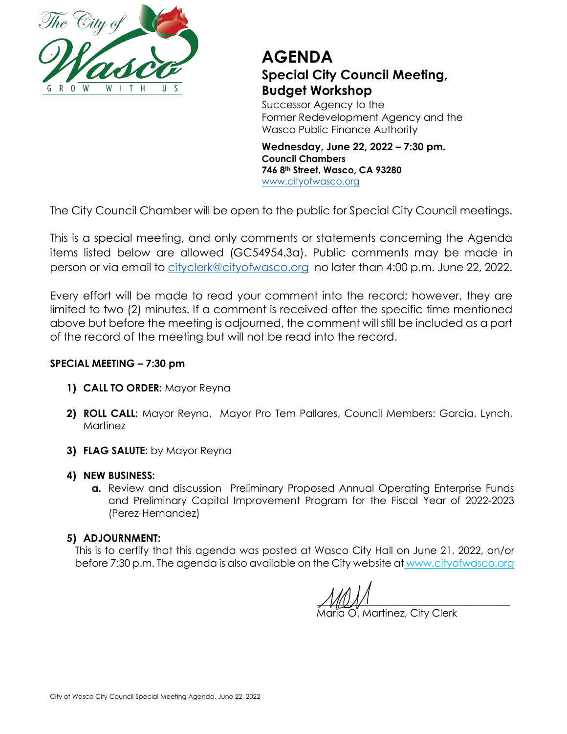The City of Wasco
GROW WITH US

# AGENDA

## Special City Council Meeting, Budget Workshop

Successor Agency to the
Former Redevelopment Agency and the
Wasco Public Finance Authority

**Wednesday, June 22, 2022 – 7:30 pm.**
**Council Chambers**
**746 8th Street, Wasco, CA 93280**
www.cityofwasco.org

The City Council Chamber will be open to the public for Special City Council meetings.

This is a special meeting, and only comments or statements concerning the Agenda items listed below are allowed (GC54954.3a). Public comments may be made in person or via email to cityclerk@cityofwasco.org no later than 4:00 p.m. June 22, 2022.

Every effort will be made to read your comment into the record; however, they are limited to two (2) minutes. If a comment is received after the specific time mentioned above but before the meeting is adjourned, the comment will still be included as a part of the record of the meeting but will not be read into the record.

**SPECIAL MEETING – 7:30 pm**

1) **CALL TO ORDER:** Mayor Reyna

2) **ROLL CALL:** Mayor Reyna, Mayor Pro Tem Pallares, Council Members: Garcia, Lynch, Martinez

3) **FLAG SALUTE:** by Mayor Reyna

4) **NEW BUSINESS:**
   - **a.** Review and discussion Preliminary Proposed Annual Operating Enterprise Funds and Preliminary Capital Improvement Program for the Fiscal Year of 2022-2023 (Perez-Hernandez)

5) **ADJOURNMENT:**
   This is to certify that this agenda was posted at Wasco City Hall on June 21, 2022, on/or before 7:30 p.m. The agenda is also available on the City website at www.cityofwasco.org

Maria O. Martinez, City Clerk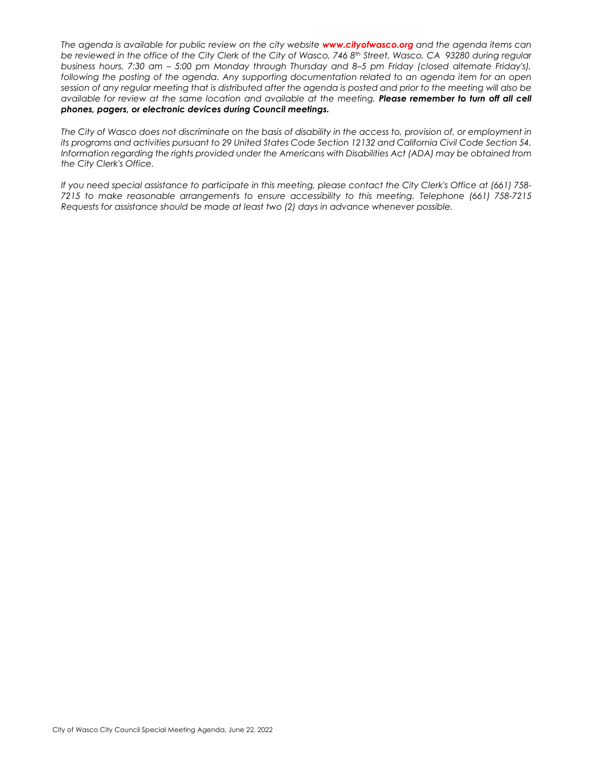*The agenda is available for public review on the city website* ***www.cityofwasco.org*** *and the agenda items can be reviewed in the office of the City Clerk of the City of Wasco, 746 8th Street, Wasco, CA 93280 during regular business hours, 7:30 am – 5:00 pm Monday through Thursday and 8–5 pm Friday (closed alternate Friday's), following the posting of the agenda. Any supporting documentation related to an agenda item for an open session of any regular meeting that is distributed after the agenda is posted and prior to the meeting will also be available for review at the same location and available at the meeting.* ***Please remember to turn off all cell phones, pagers, or electronic devices during Council meetings.***

*The City of Wasco does not discriminate on the basis of disability in the access to, provision of, or employment in its programs and activities pursuant to 29 United States Code Section 12132 and California Civil Code Section 54. Information regarding the rights provided under the Americans with Disabilities Act (ADA) may be obtained from the City Clerk's Office.*

*If you need special assistance to participate in this meeting, please contact the City Clerk's Office at (661) 758-7215 to make reasonable arrangements to ensure accessibility to this meeting. Telephone (661) 758-7215 Requests for assistance should be made at least two (2) days in advance whenever possible.*